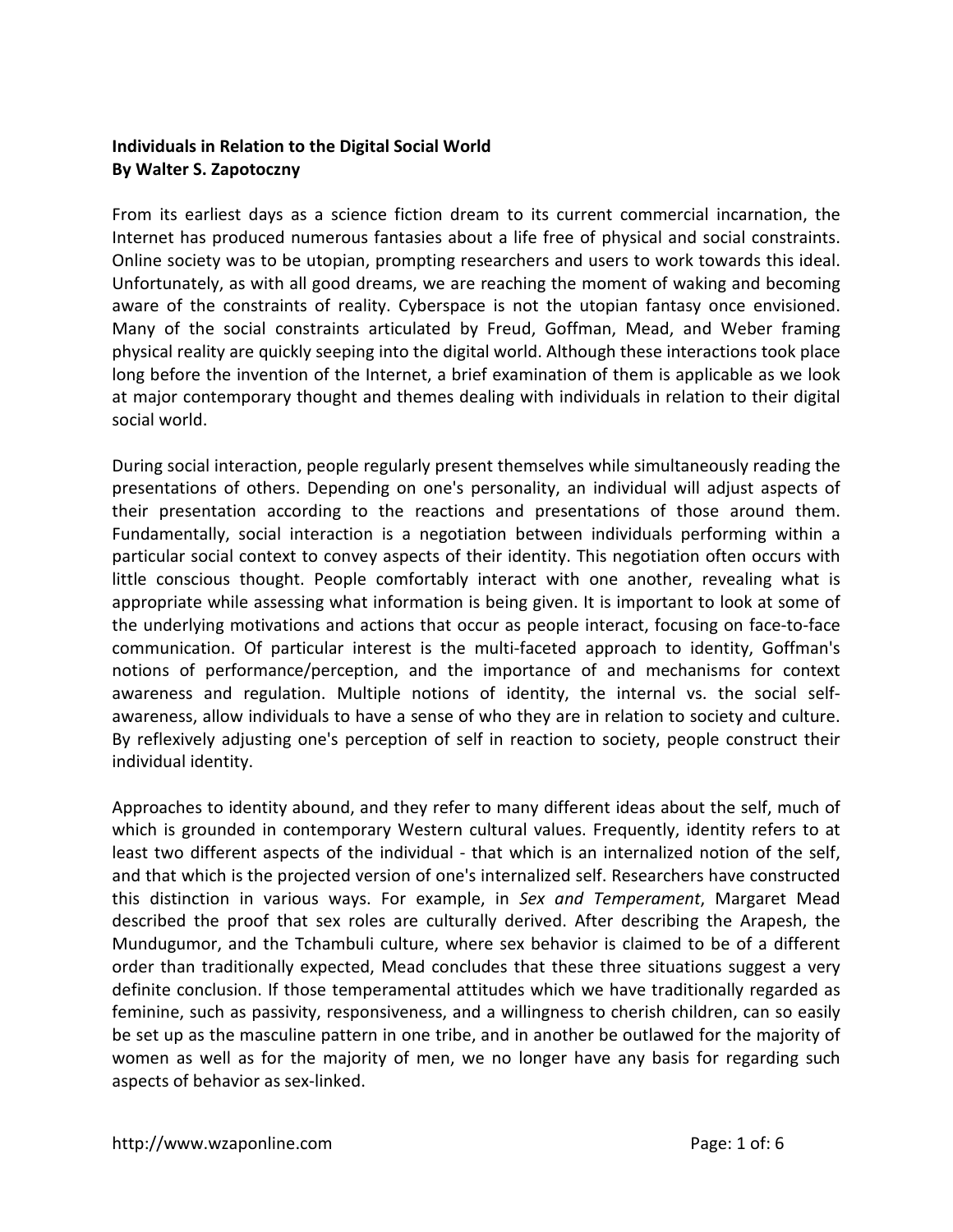**Individuals in Relation to the Digital Social World**
**By Walter S. Zapotoczny**

From its earliest days as a science fiction dream to its current commercial incarnation, the Internet has produced numerous fantasies about a life free of physical and social constraints. Online society was to be utopian, prompting researchers and users to work towards this ideal. Unfortunately, as with all good dreams, we are reaching the moment of waking and becoming aware of the constraints of reality. Cyberspace is not the utopian fantasy once envisioned. Many of the social constraints articulated by Freud, Goffman, Mead, and Weber framing physical reality are quickly seeping into the digital world. Although these interactions took place long before the invention of the Internet, a brief examination of them is applicable as we look at major contemporary thought and themes dealing with individuals in relation to their digital social world.

During social interaction, people regularly present themselves while simultaneously reading the presentations of others. Depending on one's personality, an individual will adjust aspects of their presentation according to the reactions and presentations of those around them. Fundamentally, social interaction is a negotiation between individuals performing within a particular social context to convey aspects of their identity. This negotiation often occurs with little conscious thought. People comfortably interact with one another, revealing what is appropriate while assessing what information is being given. It is important to look at some of the underlying motivations and actions that occur as people interact, focusing on face-to-face communication. Of particular interest is the multi-faceted approach to identity, Goffman's notions of performance/perception, and the importance of and mechanisms for context awareness and regulation. Multiple notions of identity, the internal vs. the social self-awareness, allow individuals to have a sense of who they are in relation to society and culture. By reflexively adjusting one's perception of self in reaction to society, people construct their individual identity.

Approaches to identity abound, and they refer to many different ideas about the self, much of which is grounded in contemporary Western cultural values. Frequently, identity refers to at least two different aspects of the individual - that which is an internalized notion of the self, and that which is the projected version of one's internalized self. Researchers have constructed this distinction in various ways. For example, in *Sex and Temperament*, Margaret Mead described the proof that sex roles are culturally derived. After describing the Arapesh, the Mundugumor, and the Tchambuli culture, where sex behavior is claimed to be of a different order than traditionally expected, Mead concludes that these three situations suggest a very definite conclusion. If those temperamental attitudes which we have traditionally regarded as feminine, such as passivity, responsiveness, and a willingness to cherish children, can so easily be set up as the masculine pattern in one tribe, and in another be outlawed for the majority of women as well as for the majority of men, we no longer have any basis for regarding such aspects of behavior as sex-linked.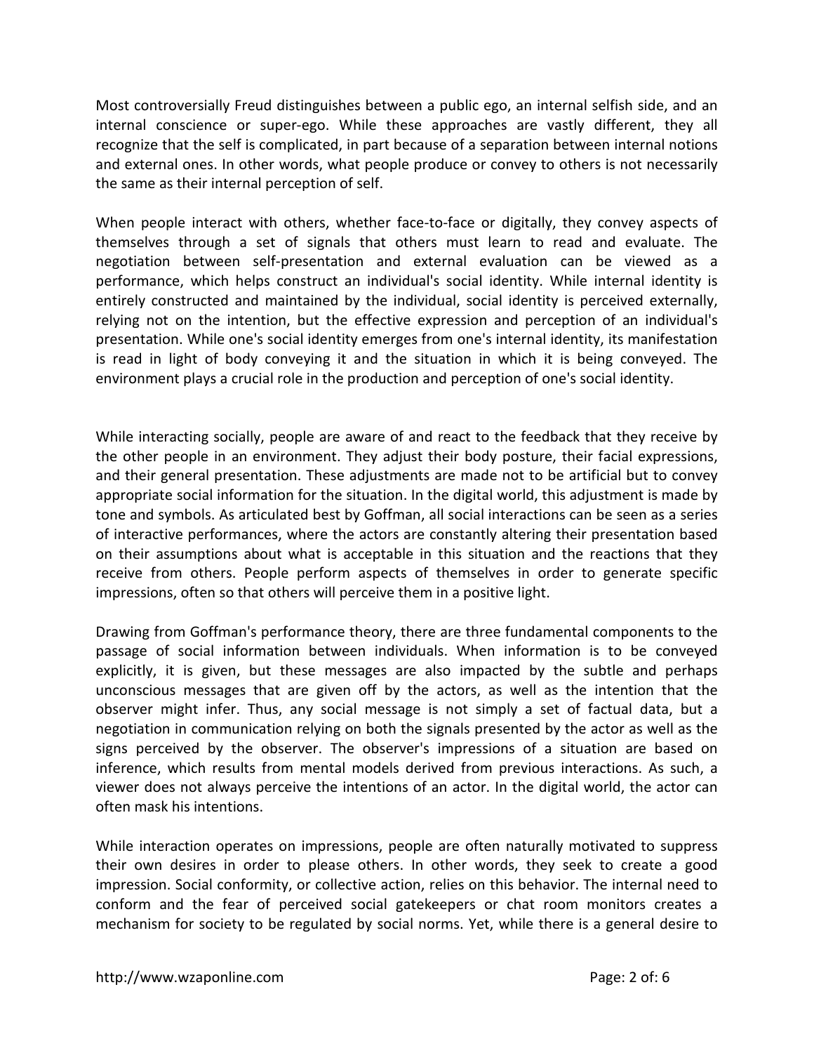Most controversially Freud distinguishes between a public ego, an internal selfish side, and an internal conscience or super-ego. While these approaches are vastly different, they all recognize that the self is complicated, in part because of a separation between internal notions and external ones. In other words, what people produce or convey to others is not necessarily the same as their internal perception of self.

When people interact with others, whether face-to-face or digitally, they convey aspects of themselves through a set of signals that others must learn to read and evaluate. The negotiation between self-presentation and external evaluation can be viewed as a performance, which helps construct an individual's social identity. While internal identity is entirely constructed and maintained by the individual, social identity is perceived externally, relying not on the intention, but the effective expression and perception of an individual's presentation. While one's social identity emerges from one's internal identity, its manifestation is read in light of body conveying it and the situation in which it is being conveyed. The environment plays a crucial role in the production and perception of one's social identity.

While interacting socially, people are aware of and react to the feedback that they receive by the other people in an environment. They adjust their body posture, their facial expressions, and their general presentation. These adjustments are made not to be artificial but to convey appropriate social information for the situation. In the digital world, this adjustment is made by tone and symbols. As articulated best by Goffman, all social interactions can be seen as a series of interactive performances, where the actors are constantly altering their presentation based on their assumptions about what is acceptable in this situation and the reactions that they receive from others. People perform aspects of themselves in order to generate specific impressions, often so that others will perceive them in a positive light.

Drawing from Goffman's performance theory, there are three fundamental components to the passage of social information between individuals. When information is to be conveyed explicitly, it is given, but these messages are also impacted by the subtle and perhaps unconscious messages that are given off by the actors, as well as the intention that the observer might infer. Thus, any social message is not simply a set of factual data, but a negotiation in communication relying on both the signals presented by the actor as well as the signs perceived by the observer. The observer's impressions of a situation are based on inference, which results from mental models derived from previous interactions. As such, a viewer does not always perceive the intentions of an actor. In the digital world, the actor can often mask his intentions.

While interaction operates on impressions, people are often naturally motivated to suppress their own desires in order to please others. In other words, they seek to create a good impression. Social conformity, or collective action, relies on this behavior. The internal need to conform and the fear of perceived social gatekeepers or chat room monitors creates a mechanism for society to be regulated by social norms. Yet, while there is a general desire to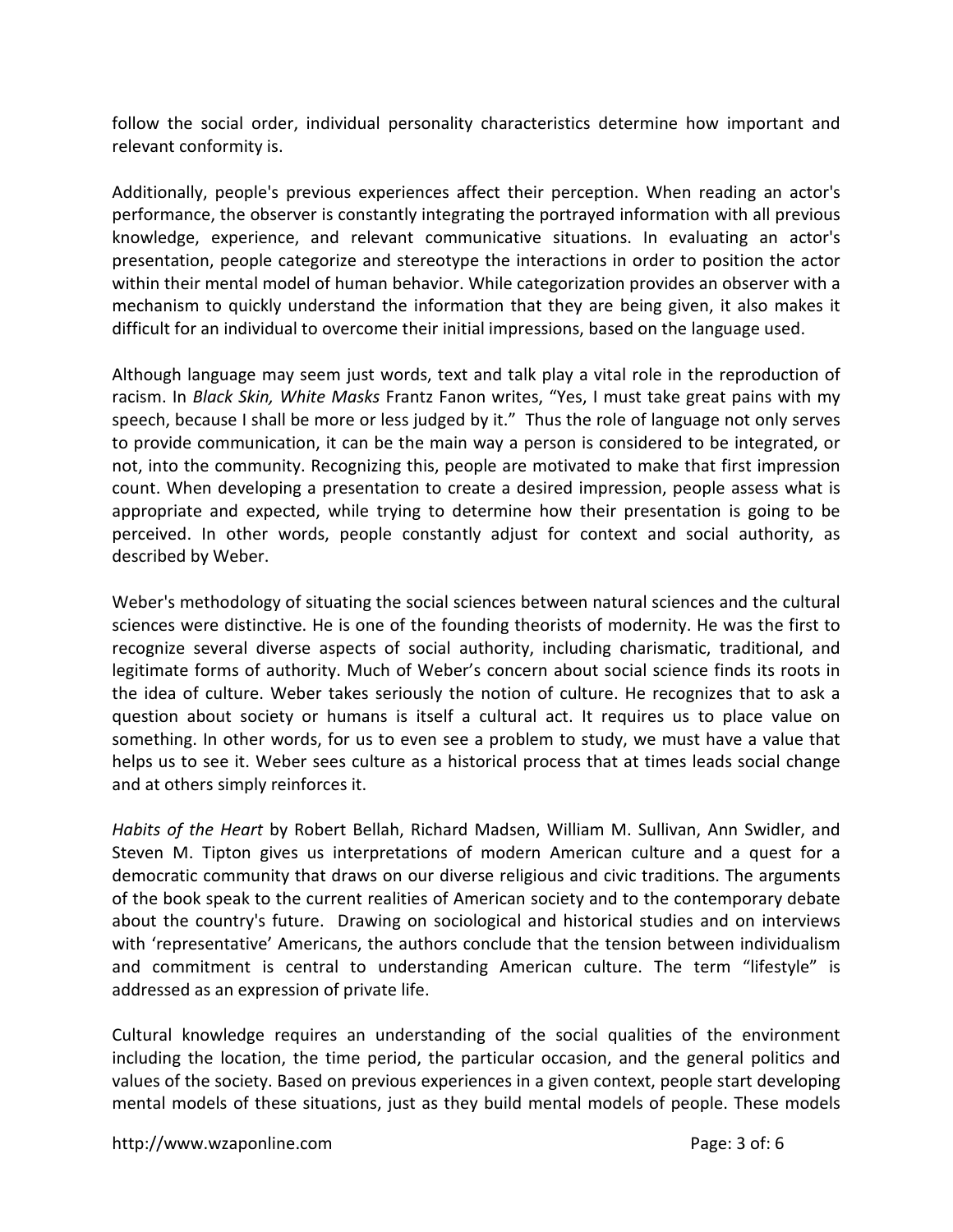follow the social order, individual personality characteristics determine how important and relevant conformity is.

Additionally, people's previous experiences affect their perception. When reading an actor's performance, the observer is constantly integrating the portrayed information with all previous knowledge, experience, and relevant communicative situations. In evaluating an actor's presentation, people categorize and stereotype the interactions in order to position the actor within their mental model of human behavior. While categorization provides an observer with a mechanism to quickly understand the information that they are being given, it also makes it difficult for an individual to overcome their initial impressions, based on the language used.

Although language may seem just words, text and talk play a vital role in the reproduction of racism. In *Black Skin, White Masks* Frantz Fanon writes, "Yes, I must take great pains with my speech, because I shall be more or less judged by it." Thus the role of language not only serves to provide communication, it can be the main way a person is considered to be integrated, or not, into the community. Recognizing this, people are motivated to make that first impression count. When developing a presentation to create a desired impression, people assess what is appropriate and expected, while trying to determine how their presentation is going to be perceived. In other words, people constantly adjust for context and social authority, as described by Weber.

Weber's methodology of situating the social sciences between natural sciences and the cultural sciences were distinctive. He is one of the founding theorists of modernity. He was the first to recognize several diverse aspects of social authority, including charismatic, traditional, and legitimate forms of authority. Much of Weber's concern about social science finds its roots in the idea of culture. Weber takes seriously the notion of culture. He recognizes that to ask a question about society or humans is itself a cultural act. It requires us to place value on something. In other words, for us to even see a problem to study, we must have a value that helps us to see it. Weber sees culture as a historical process that at times leads social change and at others simply reinforces it.

*Habits of the Heart* by Robert Bellah, Richard Madsen, William M. Sullivan, Ann Swidler, and Steven M. Tipton gives us interpretations of modern American culture and a quest for a democratic community that draws on our diverse religious and civic traditions. The arguments of the book speak to the current realities of American society and to the contemporary debate about the country's future. Drawing on sociological and historical studies and on interviews with 'representative' Americans, the authors conclude that the tension between individualism and commitment is central to understanding American culture. The term "lifestyle" is addressed as an expression of private life.

Cultural knowledge requires an understanding of the social qualities of the environment including the location, the time period, the particular occasion, and the general politics and values of the society. Based on previous experiences in a given context, people start developing mental models of these situations, just as they build mental models of people. These models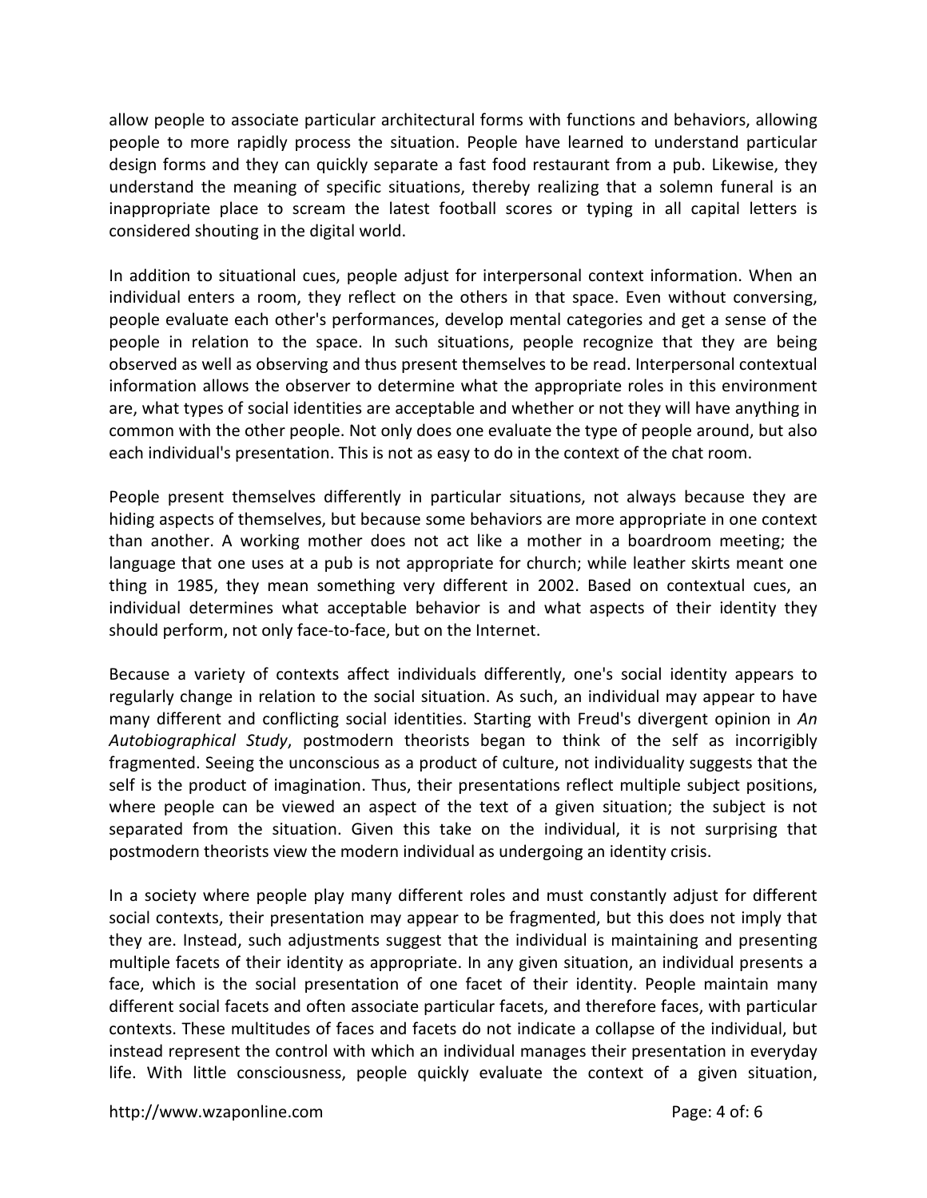allow people to associate particular architectural forms with functions and behaviors, allowing people to more rapidly process the situation. People have learned to understand particular design forms and they can quickly separate a fast food restaurant from a pub. Likewise, they understand the meaning of specific situations, thereby realizing that a solemn funeral is an inappropriate place to scream the latest football scores or typing in all capital letters is considered shouting in the digital world.

In addition to situational cues, people adjust for interpersonal context information. When an individual enters a room, they reflect on the others in that space. Even without conversing, people evaluate each other's performances, develop mental categories and get a sense of the people in relation to the space. In such situations, people recognize that they are being observed as well as observing and thus present themselves to be read. Interpersonal contextual information allows the observer to determine what the appropriate roles in this environment are, what types of social identities are acceptable and whether or not they will have anything in common with the other people. Not only does one evaluate the type of people around, but also each individual's presentation. This is not as easy to do in the context of the chat room.

People present themselves differently in particular situations, not always because they are hiding aspects of themselves, but because some behaviors are more appropriate in one context than another. A working mother does not act like a mother in a boardroom meeting; the language that one uses at a pub is not appropriate for church; while leather skirts meant one thing in 1985, they mean something very different in 2002. Based on contextual cues, an individual determines what acceptable behavior is and what aspects of their identity they should perform, not only face-to-face, but on the Internet.

Because a variety of contexts affect individuals differently, one's social identity appears to regularly change in relation to the social situation. As such, an individual may appear to have many different and conflicting social identities. Starting with Freud's divergent opinion in *An Autobiographical Study*, postmodern theorists began to think of the self as incorrigibly fragmented. Seeing the unconscious as a product of culture, not individuality suggests that the self is the product of imagination. Thus, their presentations reflect multiple subject positions, where people can be viewed an aspect of the text of a given situation; the subject is not separated from the situation. Given this take on the individual, it is not surprising that postmodern theorists view the modern individual as undergoing an identity crisis.

In a society where people play many different roles and must constantly adjust for different social contexts, their presentation may appear to be fragmented, but this does not imply that they are. Instead, such adjustments suggest that the individual is maintaining and presenting multiple facets of their identity as appropriate. In any given situation, an individual presents a face, which is the social presentation of one facet of their identity. People maintain many different social facets and often associate particular facets, and therefore faces, with particular contexts. These multitudes of faces and facets do not indicate a collapse of the individual, but instead represent the control with which an individual manages their presentation in everyday life. With little consciousness, people quickly evaluate the context of a given situation,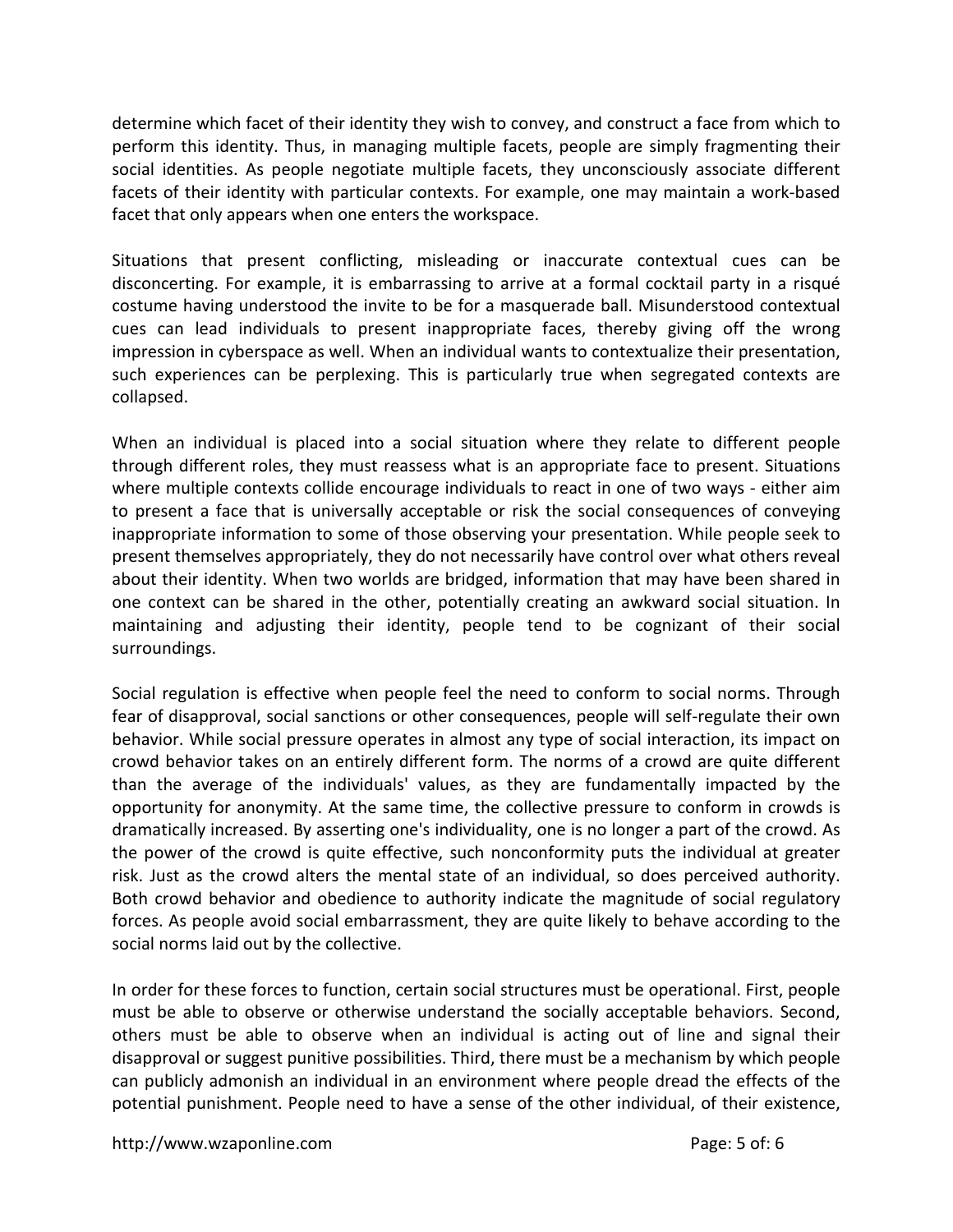determine which facet of their identity they wish to convey, and construct a face from which to perform this identity. Thus, in managing multiple facets, people are simply fragmenting their social identities. As people negotiate multiple facets, they unconsciously associate different facets of their identity with particular contexts. For example, one may maintain a work-based facet that only appears when one enters the workspace.

Situations that present conflicting, misleading or inaccurate contextual cues can be disconcerting. For example, it is embarrassing to arrive at a formal cocktail party in a risqué costume having understood the invite to be for a masquerade ball. Misunderstood contextual cues can lead individuals to present inappropriate faces, thereby giving off the wrong impression in cyberspace as well. When an individual wants to contextualize their presentation, such experiences can be perplexing. This is particularly true when segregated contexts are collapsed.

When an individual is placed into a social situation where they relate to different people through different roles, they must reassess what is an appropriate face to present. Situations where multiple contexts collide encourage individuals to react in one of two ways - either aim to present a face that is universally acceptable or risk the social consequences of conveying inappropriate information to some of those observing your presentation. While people seek to present themselves appropriately, they do not necessarily have control over what others reveal about their identity. When two worlds are bridged, information that may have been shared in one context can be shared in the other, potentially creating an awkward social situation. In maintaining and adjusting their identity, people tend to be cognizant of their social surroundings.

Social regulation is effective when people feel the need to conform to social norms. Through fear of disapproval, social sanctions or other consequences, people will self-regulate their own behavior. While social pressure operates in almost any type of social interaction, its impact on crowd behavior takes on an entirely different form. The norms of a crowd are quite different than the average of the individuals' values, as they are fundamentally impacted by the opportunity for anonymity. At the same time, the collective pressure to conform in crowds is dramatically increased. By asserting one's individuality, one is no longer a part of the crowd. As the power of the crowd is quite effective, such nonconformity puts the individual at greater risk. Just as the crowd alters the mental state of an individual, so does perceived authority. Both crowd behavior and obedience to authority indicate the magnitude of social regulatory forces. As people avoid social embarrassment, they are quite likely to behave according to the social norms laid out by the collective.

In order for these forces to function, certain social structures must be operational. First, people must be able to observe or otherwise understand the socially acceptable behaviors. Second, others must be able to observe when an individual is acting out of line and signal their disapproval or suggest punitive possibilities. Third, there must be a mechanism by which people can publicly admonish an individual in an environment where people dread the effects of the potential punishment. People need to have a sense of the other individual, of their existence,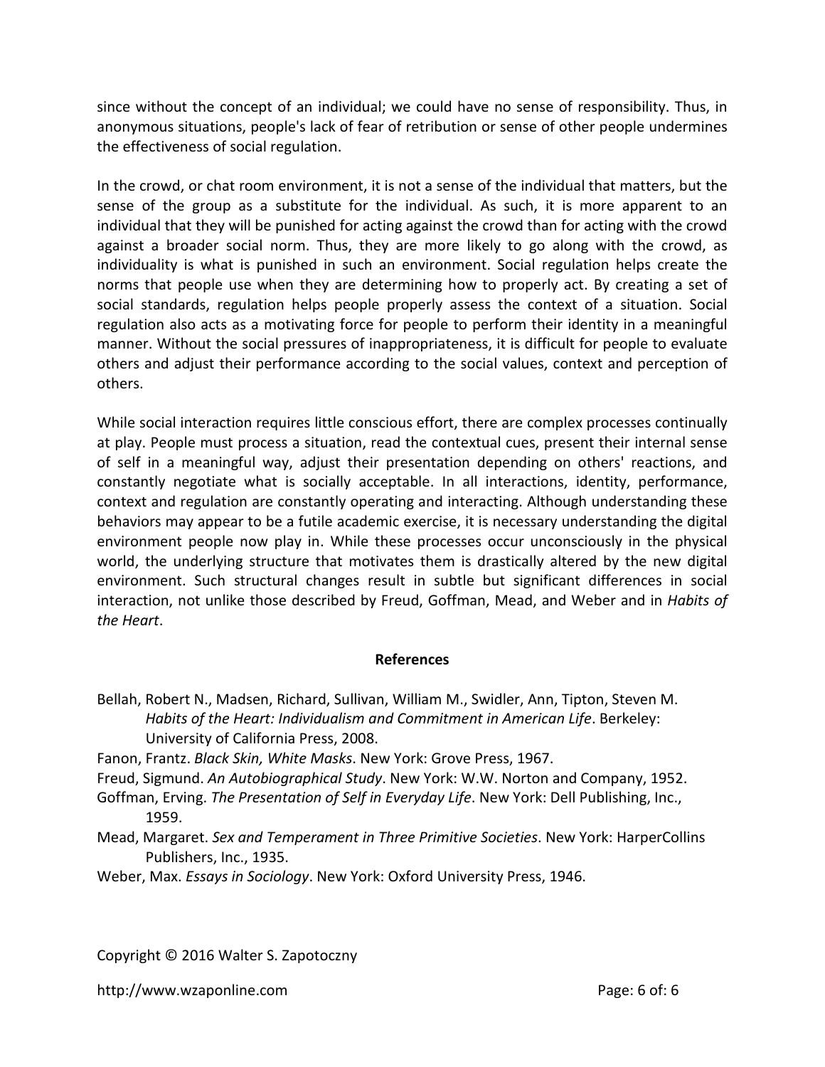since without the concept of an individual; we could have no sense of responsibility. Thus, in anonymous situations, people's lack of fear of retribution or sense of other people undermines the effectiveness of social regulation.

In the crowd, or chat room environment, it is not a sense of the individual that matters, but the sense of the group as a substitute for the individual. As such, it is more apparent to an individual that they will be punished for acting against the crowd than for acting with the crowd against a broader social norm. Thus, they are more likely to go along with the crowd, as individuality is what is punished in such an environment. Social regulation helps create the norms that people use when they are determining how to properly act. By creating a set of social standards, regulation helps people properly assess the context of a situation. Social regulation also acts as a motivating force for people to perform their identity in a meaningful manner. Without the social pressures of inappropriateness, it is difficult for people to evaluate others and adjust their performance according to the social values, context and perception of others.

While social interaction requires little conscious effort, there are complex processes continually at play. People must process a situation, read the contextual cues, present their internal sense of self in a meaningful way, adjust their presentation depending on others' reactions, and constantly negotiate what is socially acceptable. In all interactions, identity, performance, context and regulation are constantly operating and interacting. Although understanding these behaviors may appear to be a futile academic exercise, it is necessary understanding the digital environment people now play in. While these processes occur unconsciously in the physical world, the underlying structure that motivates them is drastically altered by the new digital environment. Such structural changes result in subtle but significant differences in social interaction, not unlike those described by Freud, Goffman, Mead, and Weber and in *Habits of the Heart*.

**References**

Bellah, Robert N., Madsen, Richard, Sullivan, William M., Swidler, Ann, Tipton, Steven M. *Habits of the Heart: Individualism and Commitment in American Life*. Berkeley: University of California Press, 2008.

Fanon, Frantz. *Black Skin, White Masks*. New York: Grove Press, 1967.

Freud, Sigmund. *An Autobiographical Study*. New York: W.W. Norton and Company, 1952.

Goffman, Erving. *The Presentation of Self in Everyday Life*. New York: Dell Publishing, Inc., 1959.

Mead, Margaret. *Sex and Temperament in Three Primitive Societies*. New York: HarperCollins Publishers, Inc., 1935.

Weber, Max. *Essays in Sociology*. New York: Oxford University Press, 1946.

Copyright © 2016 Walter S. Zapotoczny

http://www.wzaponline.com